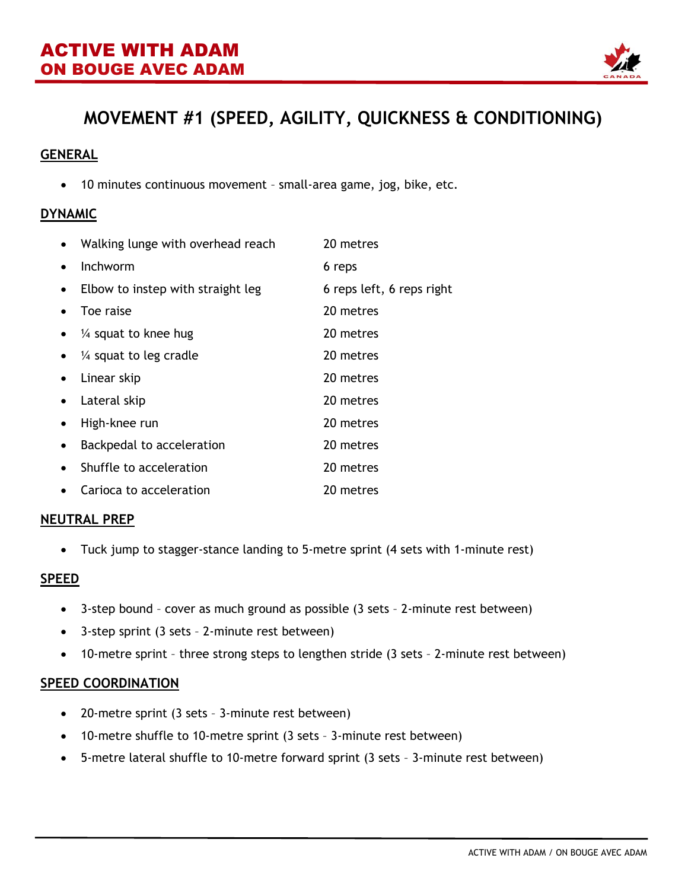# ACTIVE WITH ADAM
# ON BOUGE AVEC ADAM

## MOVEMENT #1 (SPEED, AGILITY, QUICKNESS & CONDITIONING)

### GENERAL

- 10 minutes continuous movement – small-area game, jog, bike, etc.

### DYNAMIC

- Walking lunge with overhead reach — 20 metres
- Inchworm — 6 reps
- Elbow to instep with straight leg — 6 reps left, 6 reps right
- Toe raise — 20 metres
- ¼ squat to knee hug — 20 metres
- ¼ squat to leg cradle — 20 metres
- Linear skip — 20 metres
- Lateral skip — 20 metres
- High-knee run — 20 metres
- Backpedal to acceleration — 20 metres
- Shuffle to acceleration — 20 metres
- Carioca to acceleration — 20 metres

### NEUTRAL PREP

- Tuck jump to stagger-stance landing to 5-metre sprint (4 sets with 1-minute rest)

### SPEED

- 3-step bound – cover as much ground as possible (3 sets – 2-minute rest between)
- 3-step sprint (3 sets – 2-minute rest between)
- 10-metre sprint – three strong steps to lengthen stride (3 sets – 2-minute rest between)

### SPEED COORDINATION

- 20-metre sprint (3 sets – 3-minute rest between)
- 10-metre shuffle to 10-metre sprint (3 sets – 3-minute rest between)
- 5-metre lateral shuffle to 10-metre forward sprint (3 sets – 3-minute rest between)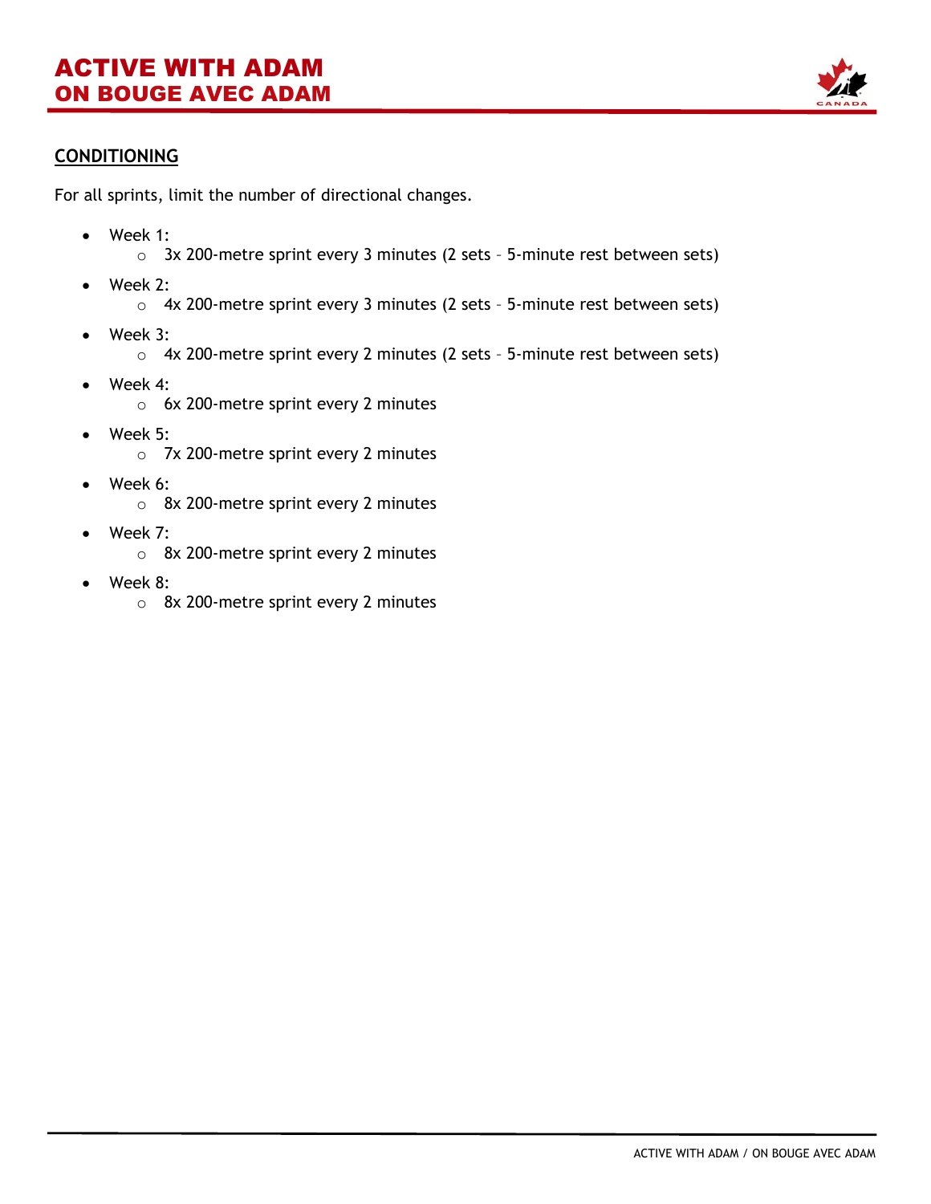## CONDITIONING

For all sprints, limit the number of directional changes.

- Week 1:
  - 3x 200-metre sprint every 3 minutes (2 sets – 5-minute rest between sets)
- Week 2:
  - 4x 200-metre sprint every 3 minutes (2 sets – 5-minute rest between sets)
- Week 3:
  - 4x 200-metre sprint every 2 minutes (2 sets – 5-minute rest between sets)
- Week 4:
  - 6x 200-metre sprint every 2 minutes
- Week 5:
  - 7x 200-metre sprint every 2 minutes
- Week 6:
  - 8x 200-metre sprint every 2 minutes
- Week 7:
  - 8x 200-metre sprint every 2 minutes
- Week 8:
  - 8x 200-metre sprint every 2 minutes